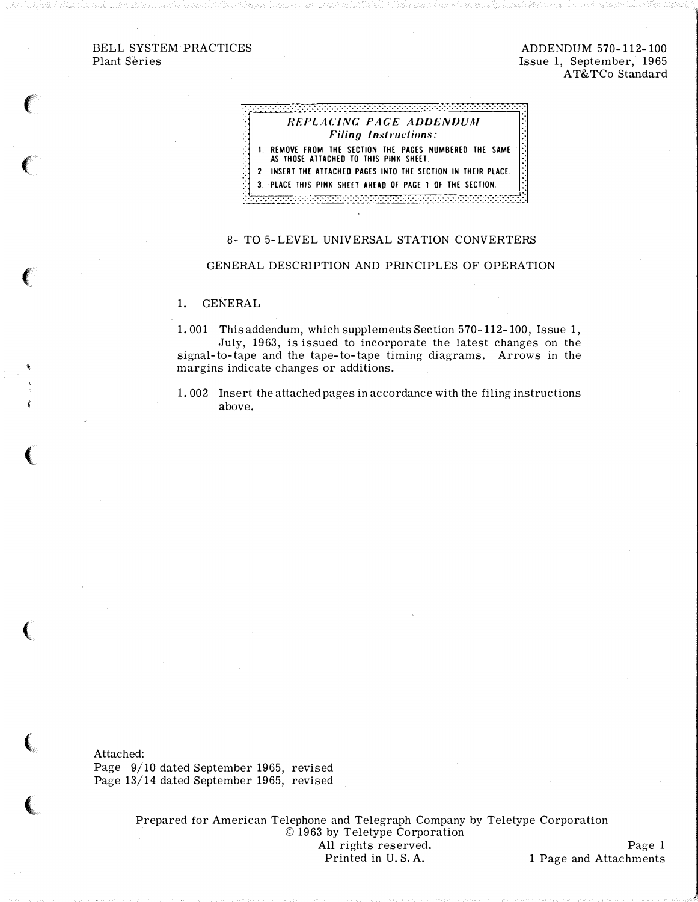BELL SYSTEM PRACTICES
Plant Series

ADDENDUM 570-112-100
Issue 1, September, 1965
AT&TCo Standard

> ***REPLACING PAGE ADDENDUM***
> ***Filing Instructions:***
>
> 1. REMOVE FROM THE SECTION THE PAGES NUMBERED THE SAME AS THOSE ATTACHED TO THIS PINK SHEET.
> 2. INSERT THE ATTACHED PAGES INTO THE SECTION IN THEIR PLACE.
> 3. PLACE THIS PINK SHEET AHEAD OF PAGE 1 OF THE SECTION.

# 8- TO 5-LEVEL UNIVERSAL STATION CONVERTERS

## GENERAL DESCRIPTION AND PRINCIPLES OF OPERATION

### 1. GENERAL

1.001 This addendum, which supplements Section 570-112-100, Issue 1, July, 1963, is issued to incorporate the latest changes on the signal-to-tape and the tape-to-tape timing diagrams. Arrows in the margins indicate changes or additions.

1.002 Insert the attached pages in accordance with the filing instructions above.

Attached:
Page 9/10 dated September 1965, revised
Page 13/14 dated September 1965, revised

Prepared for American Telephone and Telegraph Company by Teletype Corporation
© 1963 by Teletype Corporation
All rights reserved.
Printed in U. S. A.

1 Page and Attachments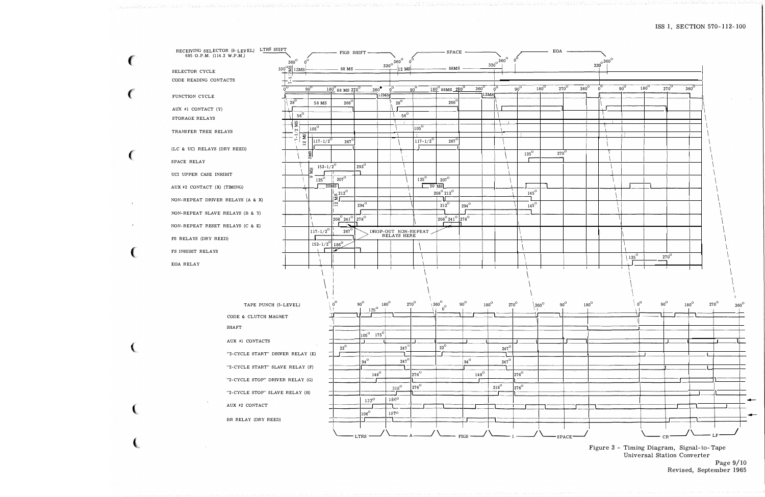RECEIVING SELECTOR (8-LEVEL) 685 O.P.M. (114.2 W.P.M.)

SELECTOR CYCLE

CODE READING CONTACTS

FUNCTION CYCLE

AUX #1 CONTACT (Y)

STORAGE RELAYS

TRANSFER TREE RELAYS

(LC & UC) RELAYS (DRY REED)

SPACE RELAY

UCI UPPER CASE INHIBIT

AUX #2 CONTACT (X) (TIMING)

NON-REPEAT DRIVER RELAYS (A & X)

NON-REPEAT SLAVE RELAYS (B & Y)

NON-REPEAT RESET RELAYS (C & E)

FS RELAYS (DRY REED)

FS INHIBIT RELAYS

EOA RELAY

LTRS SHIFT — FIGS SHIFT — SPACE — EOA

DROP-OUT NON-REPEAT RELAYS HERE

TAPE PUNCH (5-LEVEL)

CODE & CLUTCH MAGNET

SHAFT

AUX #1 CONTACTS

"2-CYCLE START" DRIVER RELAY (E)

"2-CYCLE START" SLAVE RELAY (F)

"2-CYCLE STOP" DRIVER RELAY (G)

"2-CYCLE STOP" SLAVE RELAY (H)

AUX #2 CONTACT

BR RELAY (DRY REED)

LTRS — A — FIGS — 1 — SPACE — CR — LF

Figure 3 - Timing Diagram, Signal-to-Tape Universal Station Converter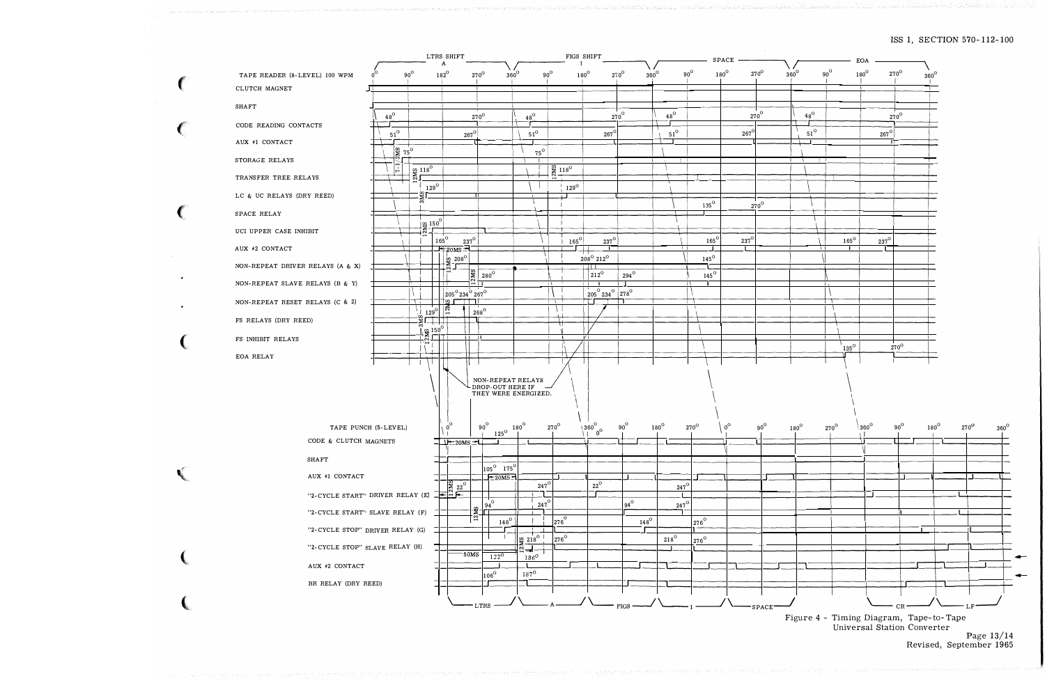LTRS SHIFT
A

FIGS SHIFT
1

SPACE

EOA

TAPE READER (8-LEVEL) 100 WPM
0° 90° 182° 270° 360° 90° 180° 270° 360° 90° 180° 270° 360° 90° 180° 270° 360°

CLUTCH MAGNET

SHAFT

CODE READING CONTACTS
48° 270° 48° 270° 48° 270° 48° 270°

AUX #1 CONTACT
51° 267° 51° 267° 51° 267° 51° 267°

STORAGE RELAYS
7-1/2MS 75° 75°

TRANSFER TREE RELAYS
12MS 118° 12MS 118°

LC & UC RELAYS (DRY REED)
3MS 129° 129°

SPACE RELAY
135° 270°

UCI UPPER CASE INHIBIT
12MS 150°

AUX #2 CONTACT
165° 237° 20MS 165° 237° 165° 237° 165° 237°

NON-REPEAT DRIVER RELAYS (A & X)
12MS 208° 208° 212° 145°

NON-REPEAT SLAVE RELAYS (B & Y)
12MS 280° 212° 294° 145°

NON-REPEAT RESET RELAYS (C & Z)
205° 234° 267° 12MS 205° 234° 278°

FS RELAYS (DRY REED)
3MS 129° 268°

FS INHIBIT RELAYS
12MS 150°

EOA RELAY
135° 270°

NON-REPEAT RELAYS DROP-OUT HERE IF THEY WERE ENERGIZED.

TAPE PUNCH (5-LEVEL)
0° 90° 125° 180° 270° 360° 0° 90° 180° 270° 0° 90° 180° 270° 360° 90° 180° 270° 360°

CODE & CLUTCH MAGNETS
20MS

SHAFT

AUX #1 CONTACT
105° 175° 20MS

"2-CYCLE START" DRIVER RELAY (E)
12MS 22° 247° 22° 247°

"2-CYCLE START" SLAVE RELAY (F)
94° 12MS 247° 94° 247°

"2-CYCLE STOP" DRIVER RELAY (G)
148° 276° 148° 276°

"2-CYCLE STOP" SLAVE RELAY (H)
12MS 218° 276° 218° 276°

AUX #2 CONTACT
50MS 122° 186°

BR RELAY (DRY REED)
106° 187°

LTRS A FIGS 1 SPACE CR LF

Figure 4 - Timing Diagram, Tape-to-Tape Universal Station Converter

Revised, September 1965